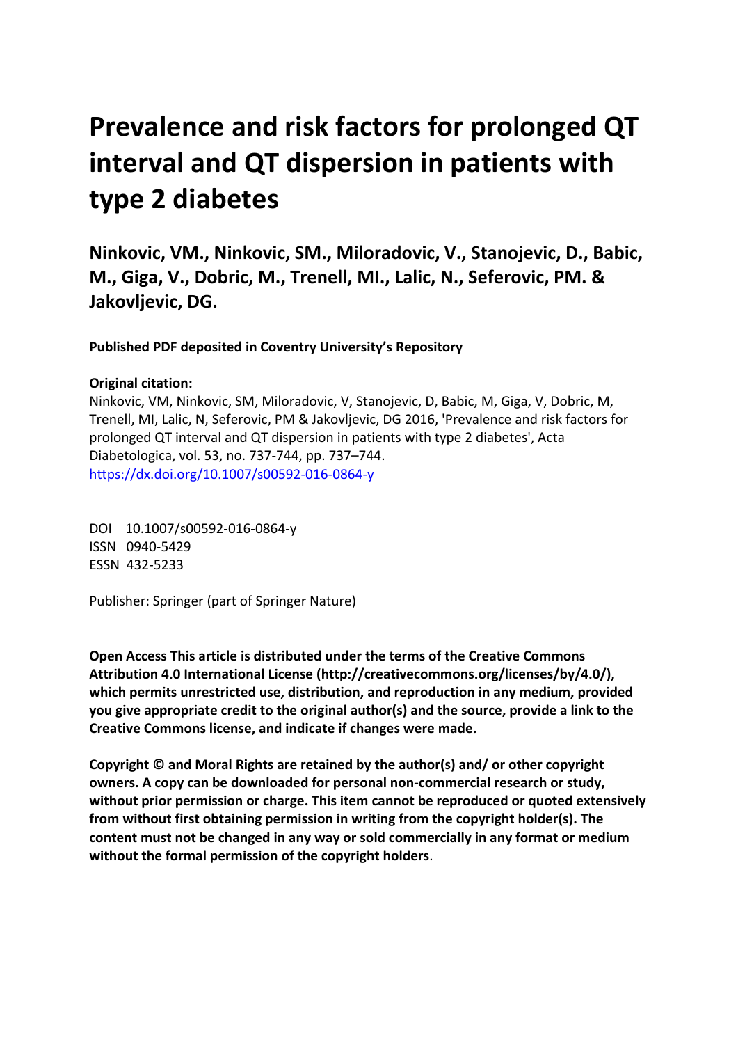# Prevalence and risk factors for prolonged QT interval and QT dispersion in patients with type 2 diabetes

**Ninkovic, VM., Ninkovic, SM., Miloradovic, V., Stanojevic, D., Babic, M., Giga, V., Dobric, M., Trenell, MI., Lalic, N., Seferovic, PM. & Jakovljevic, DG.**

**Published PDF deposited in Coventry University's Repository**

**Original citation:**
Ninkovic, VM, Ninkovic, SM, Miloradovic, V, Stanojevic, D, Babic, M, Giga, V, Dobric, M, Trenell, MI, Lalic, N, Seferovic, PM & Jakovljevic, DG 2016, 'Prevalence and risk factors for prolonged QT interval and QT dispersion in patients with type 2 diabetes', Acta Diabetologica, vol. 53, no. 737-744, pp. 737–744.
https://dx.doi.org/10.1007/s00592-016-0864-y

DOI 10.1007/s00592-016-0864-y
ISSN 0940-5429
ESSN 432-5233

Publisher: Springer (part of Springer Nature)

**Open Access This article is distributed under the terms of the Creative Commons Attribution 4.0 International License (http://creativecommons.org/licenses/by/4.0/), which permits unrestricted use, distribution, and reproduction in any medium, provided you give appropriate credit to the original author(s) and the source, provide a link to the Creative Commons license, and indicate if changes were made.**

**Copyright © and Moral Rights are retained by the author(s) and/ or other copyright owners. A copy can be downloaded for personal non-commercial research or study, without prior permission or charge. This item cannot be reproduced or quoted extensively from without first obtaining permission in writing from the copyright holder(s). The content must not be changed in any way or sold commercially in any format or medium without the formal permission of the copyright holders**.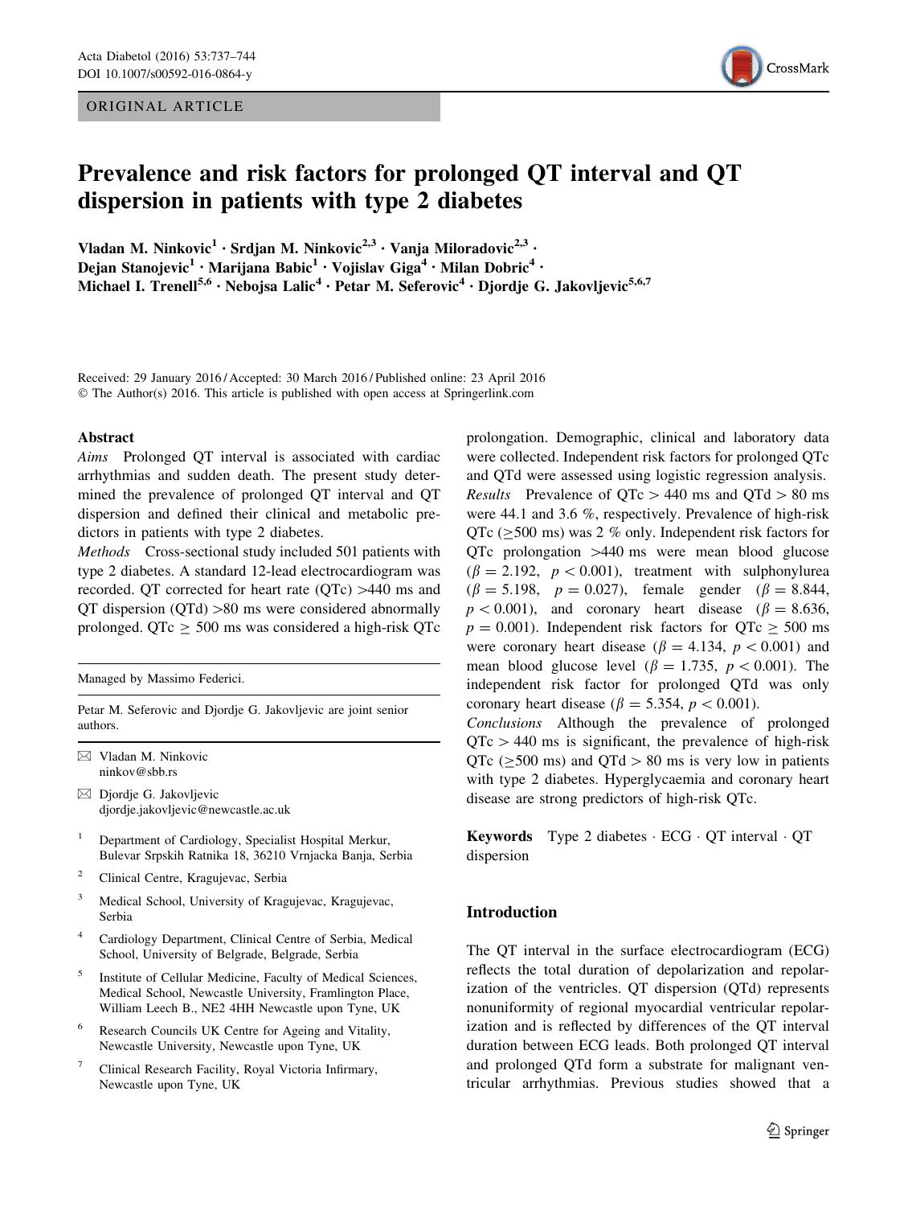ORIGINAL ARTICLE

# Prevalence and risk factors for prolonged QT interval and QT dispersion in patients with type 2 diabetes

Vladan M. Ninkovic[1] · Srdjan M. Ninkovic[2,3] · Vanja Miloradovic[2,3] · Dejan Stanojevic[1] · Marijana Babic[1] · Vojislav Giga[4] · Milan Dobric[4] · Michael I. Trenell[5,6] · Nebojsa Lalic[4] · Petar M. Seferovic[4] · Djordje G. Jakovljevic[5,6,7]

Received: 29 January 2016 / Accepted: 30 March 2016 / Published online: 23 April 2016
© The Author(s) 2016. This article is published with open access at Springerlink.com

## Abstract

*Aims* Prolonged QT interval is associated with cardiac arrhythmias and sudden death. The present study determined the prevalence of prolonged QT interval and QT dispersion and defined their clinical and metabolic predictors in patients with type 2 diabetes.

*Methods* Cross-sectional study included 501 patients with type 2 diabetes. A standard 12-lead electrocardiogram was recorded. QT corrected for heart rate (QTc) >440 ms and QT dispersion (QTd) >80 ms were considered abnormally prolonged. QTc $\geq$ 500 ms was considered a high-risk QTc prolongation. Demographic, clinical and laboratory data were collected. Independent risk factors for prolonged QTc and QTd were assessed using logistic regression analysis.

*Results* Prevalence of QTc > 440 ms and QTd > 80 ms were 44.1 and 3.6 %, respectively. Prevalence of high-risk QTc ($\geq$500 ms) was 2 % only. Independent risk factors for QTc prolongation >440 ms were mean blood glucose ($\beta = 2.192$, $p < 0.001$), treatment with sulphonylurea ($\beta = 5.198$, $p = 0.027$), female gender ($\beta = 8.844$, $p < 0.001$), and coronary heart disease ($\beta = 8.636$, $p = 0.001$). Independent risk factors for QTc $\geq$ 500 ms were coronary heart disease ($\beta = 4.134$, $p < 0.001$) and mean blood glucose level ($\beta = 1.735$, $p < 0.001$). The independent risk factor for prolonged QTd was only coronary heart disease ($\beta = 5.354$, $p < 0.001$).

*Conclusions* Although the prevalence of prolonged QTc > 440 ms is significant, the prevalence of high-risk QTc ($\geq$500 ms) and QTd > 80 ms is very low in patients with type 2 diabetes. Hyperglycaemia and coronary heart disease are strong predictors of high-risk QTc.

**Keywords** Type 2 diabetes · ECG · QT interval · QT dispersion

Managed by Massimo Federici.

Petar M. Seferovic and Djordje G. Jakovljevic are joint senior authors.

✉ Vladan M. Ninkovic
ninkov@sbb.rs

✉ Djordje G. Jakovljevic
djordje.jakovljevic@newcastle.ac.uk

[1] Department of Cardiology, Specialist Hospital Merkur, Bulevar Srpskih Ratnika 18, 36210 Vrnjacka Banja, Serbia

[2] Clinical Centre, Kragujevac, Serbia

[3] Medical School, University of Kragujevac, Kragujevac, Serbia

[4] Cardiology Department, Clinical Centre of Serbia, Medical School, University of Belgrade, Belgrade, Serbia

[5] Institute of Cellular Medicine, Faculty of Medical Sciences, Medical School, Newcastle University, Framlington Place, William Leech B., NE2 4HH Newcastle upon Tyne, UK

[6] Research Councils UK Centre for Ageing and Vitality, Newcastle University, Newcastle upon Tyne, UK

[7] Clinical Research Facility, Royal Victoria Infirmary, Newcastle upon Tyne, UK

## Introduction

The QT interval in the surface electrocardiogram (ECG) reflects the total duration of depolarization and repolarization of the ventricles. QT dispersion (QTd) represents nonuniformity of regional myocardial ventricular repolarization and is reflected by differences of the QT interval duration between ECG leads. Both prolonged QT interval and prolonged QTd form a substrate for malignant ventricular arrhythmias. Previous studies showed that a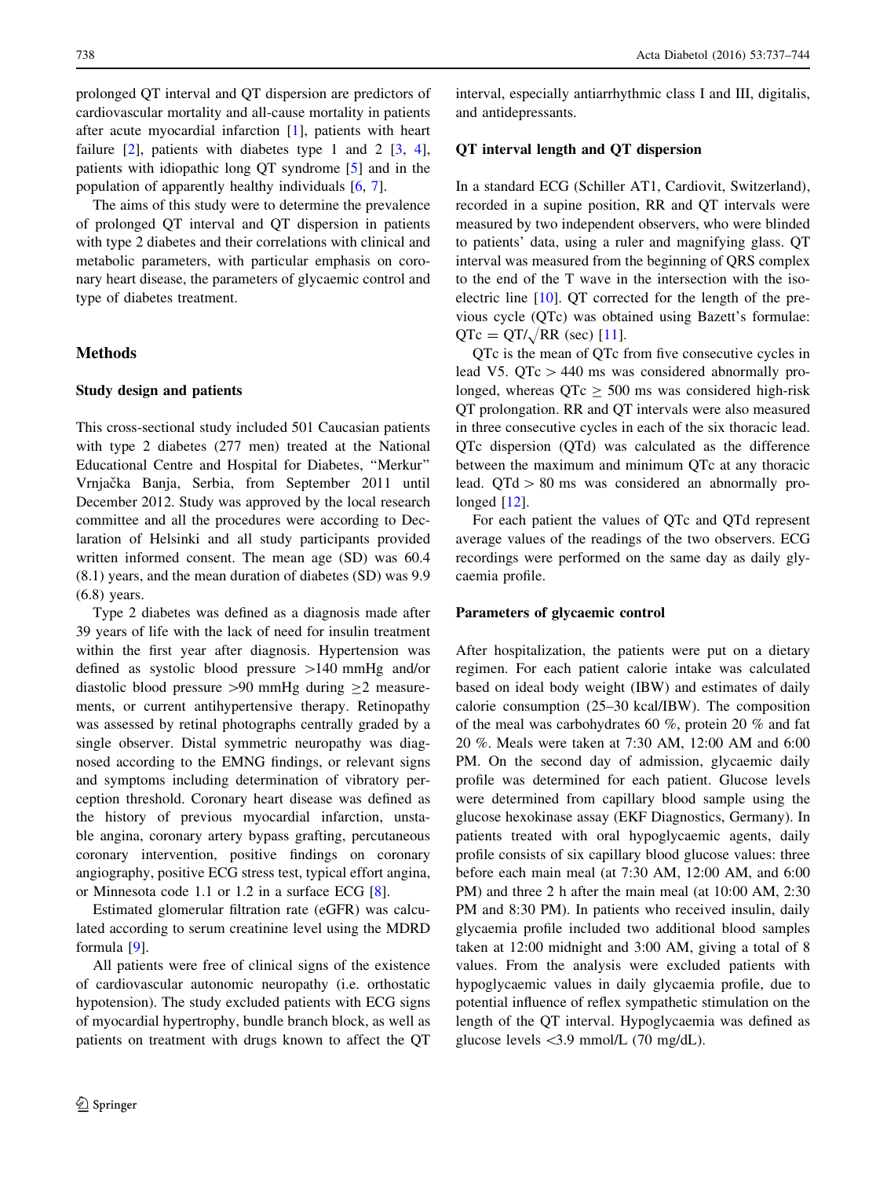prolonged QT interval and QT dispersion are predictors of cardiovascular mortality and all-cause mortality in patients after acute myocardial infarction [1], patients with heart failure [2], patients with diabetes type 1 and 2 [3, 4], patients with idiopathic long QT syndrome [5] and in the population of apparently healthy individuals [6, 7].

The aims of this study were to determine the prevalence of prolonged QT interval and QT dispersion in patients with type 2 diabetes and their correlations with clinical and metabolic parameters, with particular emphasis on coronary heart disease, the parameters of glycaemic control and type of diabetes treatment.

## Methods

### Study design and patients

This cross-sectional study included 501 Caucasian patients with type 2 diabetes (277 men) treated at the National Educational Centre and Hospital for Diabetes, "Merkur" Vrnjačka Banja, Serbia, from September 2011 until December 2012. Study was approved by the local research committee and all the procedures were according to Declaration of Helsinki and all study participants provided written informed consent. The mean age (SD) was 60.4 (8.1) years, and the mean duration of diabetes (SD) was 9.9 (6.8) years.

Type 2 diabetes was defined as a diagnosis made after 39 years of life with the lack of need for insulin treatment within the first year after diagnosis. Hypertension was defined as systolic blood pressure >140 mmHg and/or diastolic blood pressure >90 mmHg during ≥2 measurements, or current antihypertensive therapy. Retinopathy was assessed by retinal photographs centrally graded by a single observer. Distal symmetric neuropathy was diagnosed according to the EMNG findings, or relevant signs and symptoms including determination of vibratory perception threshold. Coronary heart disease was defined as the history of previous myocardial infarction, unstable angina, coronary artery bypass grafting, percutaneous coronary intervention, positive findings on coronary angiography, positive ECG stress test, typical effort angina, or Minnesota code 1.1 or 1.2 in a surface ECG [8].

Estimated glomerular filtration rate (eGFR) was calculated according to serum creatinine level using the MDRD formula [9].

All patients were free of clinical signs of the existence of cardiovascular autonomic neuropathy (i.e. orthostatic hypotension). The study excluded patients with ECG signs of myocardial hypertrophy, bundle branch block, as well as patients on treatment with drugs known to affect the QT interval, especially antiarrhythmic class I and III, digitalis, and antidepressants.

### QT interval length and QT dispersion

In a standard ECG (Schiller AT1, Cardiovit, Switzerland), recorded in a supine position, RR and QT intervals were measured by two independent observers, who were blinded to patients' data, using a ruler and magnifying glass. QT interval was measured from the beginning of QRS complex to the end of the T wave in the intersection with the isoelectric line [10]. QT corrected for the length of the previous cycle (QTc) was obtained using Bazett's formulae: $\text{QTc} = \text{QT}/\sqrt{\text{RR}}$ (sec) [11].

QTc is the mean of QTc from five consecutive cycles in lead V5. QTc > 440 ms was considered abnormally prolonged, whereas QTc ≥ 500 ms was considered high-risk QT prolongation. RR and QT intervals were also measured in three consecutive cycles in each of the six thoracic lead. QTc dispersion (QTd) was calculated as the difference between the maximum and minimum QTc at any thoracic lead. QTd > 80 ms was considered an abnormally prolonged [12].

For each patient the values of QTc and QTd represent average values of the readings of the two observers. ECG recordings were performed on the same day as daily glycaemia profile.

### Parameters of glycaemic control

After hospitalization, the patients were put on a dietary regimen. For each patient calorie intake was calculated based on ideal body weight (IBW) and estimates of daily calorie consumption (25–30 kcal/IBW). The composition of the meal was carbohydrates 60 %, protein 20 % and fat 20 %. Meals were taken at 7:30 AM, 12:00 AM and 6:00 PM. On the second day of admission, glycaemic daily profile was determined for each patient. Glucose levels were determined from capillary blood sample using the glucose hexokinase assay (EKF Diagnostics, Germany). In patients treated with oral hypoglycaemic agents, daily profile consists of six capillary blood glucose values: three before each main meal (at 7:30 AM, 12:00 AM, and 6:00 PM) and three 2 h after the main meal (at 10:00 AM, 2:30 PM and 8:30 PM). In patients who received insulin, daily glycaemia profile included two additional blood samples taken at 12:00 midnight and 3:00 AM, giving a total of 8 values. From the analysis were excluded patients with hypoglycaemic values in daily glycaemia profile, due to potential influence of reflex sympathetic stimulation on the length of the QT interval. Hypoglycaemia was defined as glucose levels <3.9 mmol/L (70 mg/dL).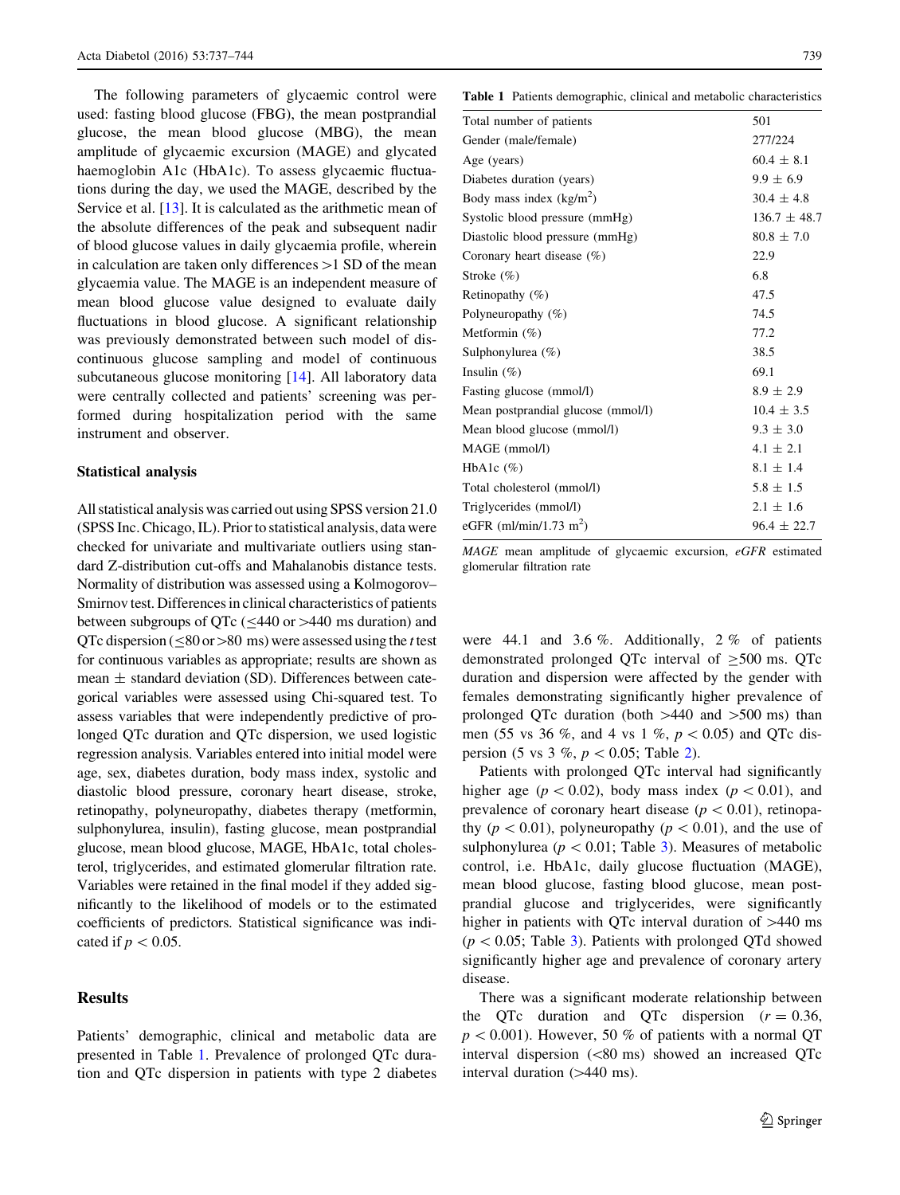The following parameters of glycaemic control were used: fasting blood glucose (FBG), the mean postprandial glucose, the mean blood glucose (MBG), the mean amplitude of glycaemic excursion (MAGE) and glycated haemoglobin A1c (HbA1c). To assess glycaemic fluctuations during the day, we used the MAGE, described by the Service et al. [13]. It is calculated as the arithmetic mean of the absolute differences of the peak and subsequent nadir of blood glucose values in daily glycaemia profile, wherein in calculation are taken only differences >1 SD of the mean glycaemia value. The MAGE is an independent measure of mean blood glucose value designed to evaluate daily fluctuations in blood glucose. A significant relationship was previously demonstrated between such model of discontinuous glucose sampling and model of continuous subcutaneous glucose monitoring [14]. All laboratory data were centrally collected and patients' screening was performed during hospitalization period with the same instrument and observer.

### Statistical analysis

All statistical analysis was carried out using SPSS version 21.0 (SPSS Inc. Chicago, IL). Prior to statistical analysis, data were checked for univariate and multivariate outliers using standard Z-distribution cut-offs and Mahalanobis distance tests. Normality of distribution was assessed using a Kolmogorov–Smirnov test. Differences in clinical characteristics of patients between subgroups of QTc (≤440 or >440 ms duration) and QTc dispersion (≤80 or >80 ms) were assessed using the *t* test for continuous variables as appropriate; results are shown as mean ± standard deviation (SD). Differences between categorical variables were assessed using Chi-squared test. To assess variables that were independently predictive of prolonged QTc duration and QTc dispersion, we used logistic regression analysis. Variables entered into initial model were age, sex, diabetes duration, body mass index, systolic and diastolic blood pressure, coronary heart disease, stroke, retinopathy, polyneuropathy, diabetes therapy (metformin, sulphonylurea, insulin), fasting glucose, mean postprandial glucose, mean blood glucose, MAGE, HbA1c, total cholesterol, triglycerides, and estimated glomerular filtration rate. Variables were retained in the final model if they added significantly to the likelihood of models or to the estimated coefficients of predictors. Statistical significance was indicated if $p < 0.05$.

## Results

Patients' demographic, clinical and metabolic data are presented in Table 1. Prevalence of prolonged QTc duration and QTc dispersion in patients with type 2 diabetes were 44.1 and 3.6 %. Additionally, 2 % of patients demonstrated prolonged QTc interval of ≥500 ms. QTc duration and dispersion were affected by the gender with females demonstrating significantly higher prevalence of prolonged QTc duration (both >440 and >500 ms) than men (55 vs 36 %, and 4 vs 1 %, $p < 0.05$) and QTc dispersion (5 vs 3 %, $p < 0.05$; Table 2).

Patients with prolonged QTc interval had significantly higher age ($p < 0.02$), body mass index ($p < 0.01$), and prevalence of coronary heart disease ($p < 0.01$), retinopathy ($p < 0.01$), polyneuropathy ($p < 0.01$), and the use of sulphonylurea ($p < 0.01$; Table 3). Measures of metabolic control, i.e. HbA1c, daily glucose fluctuation (MAGE), mean blood glucose, fasting blood glucose, mean postprandial glucose and triglycerides, were significantly higher in patients with QTc interval duration of >440 ms ($p < 0.05$; Table 3). Patients with prolonged QTd showed significantly higher age and prevalence of coronary artery disease.

There was a significant moderate relationship between the QTc duration and QTc dispersion ($r = 0.36$, $p < 0.001$). However, 50 % of patients with a normal QT interval dispersion (<80 ms) showed an increased QTc interval duration (>440 ms).

**Table 1** Patients demographic, clinical and metabolic characteristics

| | |
|---|---|
| Total number of patients | 501 |
| Gender (male/female) | 277/224 |
| Age (years) | 60.4 ± 8.1 |
| Diabetes duration (years) | 9.9 ± 6.9 |
| Body mass index (kg/m$^2$) | 30.4 ± 4.8 |
| Systolic blood pressure (mmHg) | 136.7 ± 48.7 |
| Diastolic blood pressure (mmHg) | 80.8 ± 7.0 |
| Coronary heart disease (%) | 22.9 |
| Stroke (%) | 6.8 |
| Retinopathy (%) | 47.5 |
| Polyneuropathy (%) | 74.5 |
| Metformin (%) | 77.2 |
| Sulphonylurea (%) | 38.5 |
| Insulin (%) | 69.1 |
| Fasting glucose (mmol/l) | 8.9 ± 2.9 |
| Mean postprandial glucose (mmol/l) | 10.4 ± 3.5 |
| Mean blood glucose (mmol/l) | 9.3 ± 3.0 |
| MAGE (mmol/l) | 4.1 ± 2.1 |
| HbA1c (%) | 8.1 ± 1.4 |
| Total cholesterol (mmol/l) | 5.8 ± 1.5 |
| Triglycerides (mmol/l) | 2.1 ± 1.6 |
| eGFR (ml/min/1.73 m$^2$) | 96.4 ± 22.7 |

*MAGE* mean amplitude of glycaemic excursion, *eGFR* estimated glomerular filtration rate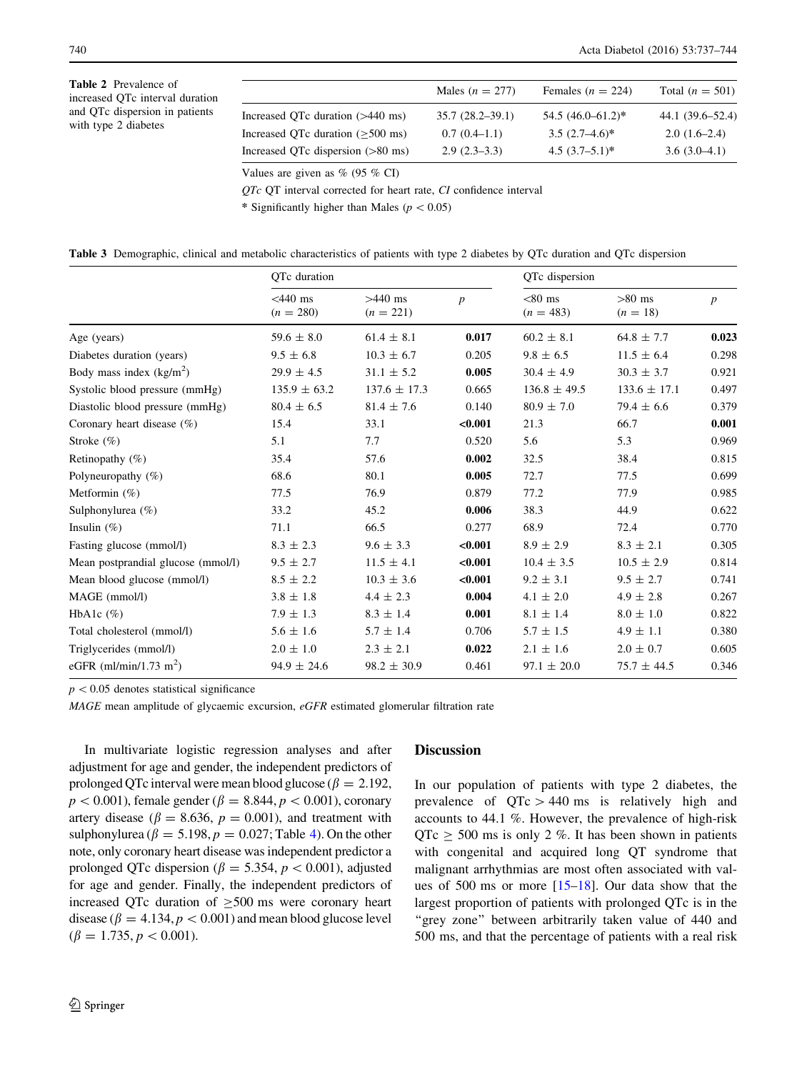**Table 2** Prevalence of increased QTc interval duration and QTc dispersion in patients with type 2 diabetes

| | Males ($n = 277$) | Females ($n = 224$) | Total ($n = 501$) |
|---|---|---|---|
| Increased QTc duration (>440 ms) | 35.7 (28.2–39.1) | 54.5 (46.0–61.2)* | 44.1 (39.6–52.4) |
| Increased QTc duration (≥500 ms) | 0.7 (0.4–1.1) | 3.5 (2.7–4.6)* | 2.0 (1.6–2.4) |
| Increased QTc dispersion (>80 ms) | 2.9 (2.3–3.3) | 4.5 (3.7–5.1)* | 3.6 (3.0–4.1) |

Values are given as % (95 % CI)

*QTc* QT interval corrected for heart rate, *CI* confidence interval

* Significantly higher than Males ($p < 0.05$)

**Table 3** Demographic, clinical and metabolic characteristics of patients with type 2 diabetes by QTc duration and QTc dispersion

| | QTc duration | | | QTc dispersion | | |
|---|---|---|---|---|---|---|
| | <440 ms ($n = 280$) | >440 ms ($n = 221$) | $p$ | <80 ms ($n = 483$) | >80 ms ($n = 18$) | $p$ |
| Age (years) | 59.6 ± 8.0 | 61.4 ± 8.1 | **0.017** | 60.2 ± 8.1 | 64.8 ± 7.7 | **0.023** |
| Diabetes duration (years) | 9.5 ± 6.8 | 10.3 ± 6.7 | 0.205 | 9.8 ± 6.5 | 11.5 ± 6.4 | 0.298 |
| Body mass index (kg/m$^2$) | 29.9 ± 4.5 | 31.1 ± 5.2 | **0.005** | 30.4 ± 4.9 | 30.3 ± 3.7 | 0.921 |
| Systolic blood pressure (mmHg) | 135.9 ± 63.2 | 137.6 ± 17.3 | 0.665 | 136.8 ± 49.5 | 133.6 ± 17.1 | 0.497 |
| Diastolic blood pressure (mmHg) | 80.4 ± 6.5 | 81.4 ± 7.6 | 0.140 | 80.9 ± 7.0 | 79.4 ± 6.6 | 0.379 |
| Coronary heart disease (%) | 15.4 | 33.1 | **<0.001** | 21.3 | 66.7 | **0.001** |
| Stroke (%) | 5.1 | 7.7 | 0.520 | 5.6 | 5.3 | 0.969 |
| Retinopathy (%) | 35.4 | 57.6 | **0.002** | 32.5 | 38.4 | 0.815 |
| Polyneuropathy (%) | 68.6 | 80.1 | **0.005** | 72.7 | 77.5 | 0.699 |
| Metformin (%) | 77.5 | 76.9 | 0.879 | 77.2 | 77.9 | 0.985 |
| Sulphonylurea (%) | 33.2 | 45.2 | **0.006** | 38.3 | 44.9 | 0.622 |
| Insulin (%) | 71.1 | 66.5 | 0.277 | 68.9 | 72.4 | 0.770 |
| Fasting glucose (mmol/l) | 8.3 ± 2.3 | 9.6 ± 3.3 | **<0.001** | 8.9 ± 2.9 | 8.3 ± 2.1 | 0.305 |
| Mean postprandial glucose (mmol/l) | 9.5 ± 2.7 | 11.5 ± 4.1 | **<0.001** | 10.4 ± 3.5 | 10.5 ± 2.9 | 0.814 |
| Mean blood glucose (mmol/l) | 8.5 ± 2.2 | 10.3 ± 3.6 | **<0.001** | 9.2 ± 3.1 | 9.5 ± 2.7 | 0.741 |
| MAGE (mmol/l) | 3.8 ± 1.8 | 4.4 ± 2.3 | **0.004** | 4.1 ± 2.0 | 4.9 ± 2.8 | 0.267 |
| HbA1c (%) | 7.9 ± 1.3 | 8.3 ± 1.4 | **0.001** | 8.1 ± 1.4 | 8.0 ± 1.0 | 0.822 |
| Total cholesterol (mmol/l) | 5.6 ± 1.6 | 5.7 ± 1.4 | 0.706 | 5.7 ± 1.5 | 4.9 ± 1.1 | 0.380 |
| Triglycerides (mmol/l) | 2.0 ± 1.0 | 2.3 ± 2.1 | **0.022** | 2.1 ± 1.6 | 2.0 ± 0.7 | 0.605 |
| eGFR (ml/min/1.73 m$^2$) | 94.9 ± 24.6 | 98.2 ± 30.9 | 0.461 | 97.1 ± 20.0 | 75.7 ± 44.5 | 0.346 |

$p < 0.05$ denotes statistical significance

*MAGE* mean amplitude of glycaemic excursion, *eGFR* estimated glomerular filtration rate

In multivariate logistic regression analyses and after adjustment for age and gender, the independent predictors of prolonged QTc interval were mean blood glucose ($\beta = 2.192$, $p < 0.001$), female gender ($\beta = 8.844$, $p < 0.001$), coronary artery disease ($\beta = 8.636$, $p = 0.001$), and treatment with sulphonylurea ($\beta = 5.198$, $p = 0.027$; Table 4). On the other note, only coronary heart disease was independent predictor a prolonged QTc dispersion ($\beta = 5.354$, $p < 0.001$), adjusted for age and gender. Finally, the independent predictors of increased QTc duration of ≥500 ms were coronary heart disease ($\beta = 4.134$, $p < 0.001$) and mean blood glucose level ($\beta = 1.735$, $p < 0.001$).

## Discussion

In our population of patients with type 2 diabetes, the prevalence of QTc > 440 ms is relatively high and accounts to 44.1 %. However, the prevalence of high-risk QTc ≥ 500 ms is only 2 %. It has been shown in patients with congenital and acquired long QT syndrome that malignant arrhythmias are most often associated with values of 500 ms or more [15–18]. Our data show that the largest proportion of patients with prolonged QTc is in the "grey zone" between arbitrarily taken value of 440 and 500 ms, and that the percentage of patients with a real risk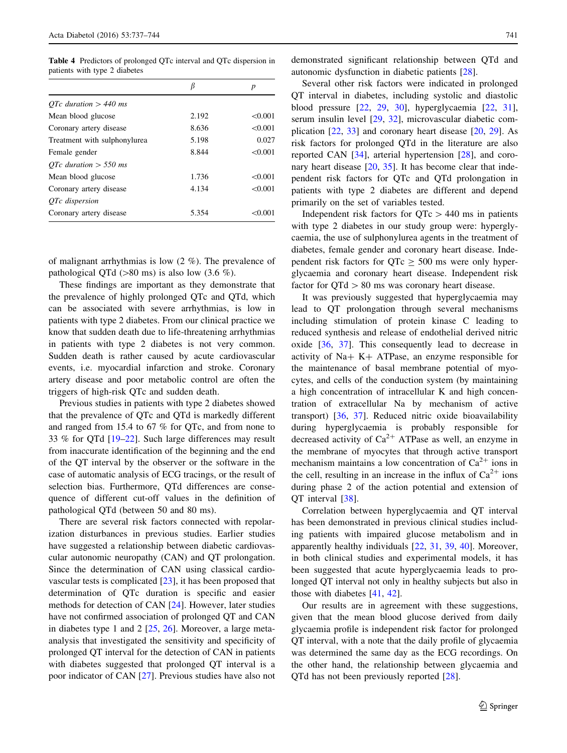**Table 4** Predictors of prolonged QTc interval and QTc dispersion in patients with type 2 diabetes

| | β | p |
|---|---|---|
| *QTc duration > 440 ms* | | |
| Mean blood glucose | 2.192 | <0.001 |
| Coronary artery disease | 8.636 | <0.001 |
| Treatment with sulphonylurea | 5.198 | 0.027 |
| Female gender | 8.844 | <0.001 |
| *QTc duration > 550 ms* | | |
| Mean blood glucose | 1.736 | <0.001 |
| Coronary artery disease | 4.134 | <0.001 |
| *QTc dispersion* | | |
| Coronary artery disease | 5.354 | <0.001 |

of malignant arrhythmias is low (2 %). The prevalence of pathological QTd (>80 ms) is also low (3.6 %).

These findings are important as they demonstrate that the prevalence of highly prolonged QTc and QTd, which can be associated with severe arrhythmias, is low in patients with type 2 diabetes. From our clinical practice we know that sudden death due to life-threatening arrhythmias in patients with type 2 diabetes is not very common. Sudden death is rather caused by acute cardiovascular events, i.e. myocardial infarction and stroke. Coronary artery disease and poor metabolic control are often the triggers of high-risk QTc and sudden death.

Previous studies in patients with type 2 diabetes showed that the prevalence of QTc and QTd is markedly different and ranged from 15.4 to 67 % for QTc, and from none to 33 % for QTd [19–22]. Such large differences may result from inaccurate identification of the beginning and the end of the QT interval by the observer or the software in the case of automatic analysis of ECG tracings, or the result of selection bias. Furthermore, QTd differences are consequence of different cut-off values in the definition of pathological QTd (between 50 and 80 ms).

There are several risk factors connected with repolarization disturbances in previous studies. Earlier studies have suggested a relationship between diabetic cardiovascular autonomic neuropathy (CAN) and QT prolongation. Since the determination of CAN using classical cardiovascular tests is complicated [23], it has been proposed that determination of QTc duration is specific and easier methods for detection of CAN [24]. However, later studies have not confirmed association of prolonged QT and CAN in diabetes type 1 and 2 [25, 26]. Moreover, a large meta-analysis that investigated the sensitivity and specificity of prolonged QT interval for the detection of CAN in patients with diabetes suggested that prolonged QT interval is a poor indicator of CAN [27]. Previous studies have also not demonstrated significant relationship between QTd and autonomic dysfunction in diabetic patients [28].

Several other risk factors were indicated in prolonged QT interval in diabetes, including systolic and diastolic blood pressure [22, 29, 30], hyperglycaemia [22, 31], serum insulin level [29, 32], microvascular diabetic complication [22, 33] and coronary heart disease [20, 29]. As risk factors for prolonged QTd in the literature are also reported CAN [34], arterial hypertension [28], and coronary heart disease [20, 35]. It has become clear that independent risk factors for QTc and QTd prolongation in patients with type 2 diabetes are different and depend primarily on the set of variables tested.

Independent risk factors for QTc > 440 ms in patients with type 2 diabetes in our study group were: hyperglycaemia, the use of sulphonylurea agents in the treatment of diabetes, female gender and coronary heart disease. Independent risk factors for QTc ≥ 500 ms were only hyperglycaemia and coronary heart disease. Independent risk factor for QTd > 80 ms was coronary heart disease.

It was previously suggested that hyperglycaemia may lead to QT prolongation through several mechanisms including stimulation of protein kinase C leading to reduced synthesis and release of endothelial derived nitric oxide [36, 37]. This consequently lead to decrease in activity of Na+ K+ ATPase, an enzyme responsible for the maintenance of basal membrane potential of myocytes, and cells of the conduction system (by maintaining a high concentration of intracellular K and high concentration of extracellular Na by mechanism of active transport) [36, 37]. Reduced nitric oxide bioavailability during hyperglycaemia is probably responsible for decreased activity of $Ca^{2+}$ ATPase as well, an enzyme in the membrane of myocytes that through active transport mechanism maintains a low concentration of $Ca^{2+}$ ions in the cell, resulting in an increase in the influx of $Ca^{2+}$ ions during phase 2 of the action potential and extension of QT interval [38].

Correlation between hyperglycaemia and QT interval has been demonstrated in previous clinical studies including patients with impaired glucose metabolism and in apparently healthy individuals [22, 31, 39, 40]. Moreover, in both clinical studies and experimental models, it has been suggested that acute hyperglycaemia leads to prolonged QT interval not only in healthy subjects but also in those with diabetes [41, 42].

Our results are in agreement with these suggestions, given that the mean blood glucose derived from daily glycaemia profile is independent risk factor for prolonged QT interval, with a note that the daily profile of glycaemia was determined the same day as the ECG recordings. On the other hand, the relationship between glycaemia and QTd has not been previously reported [28].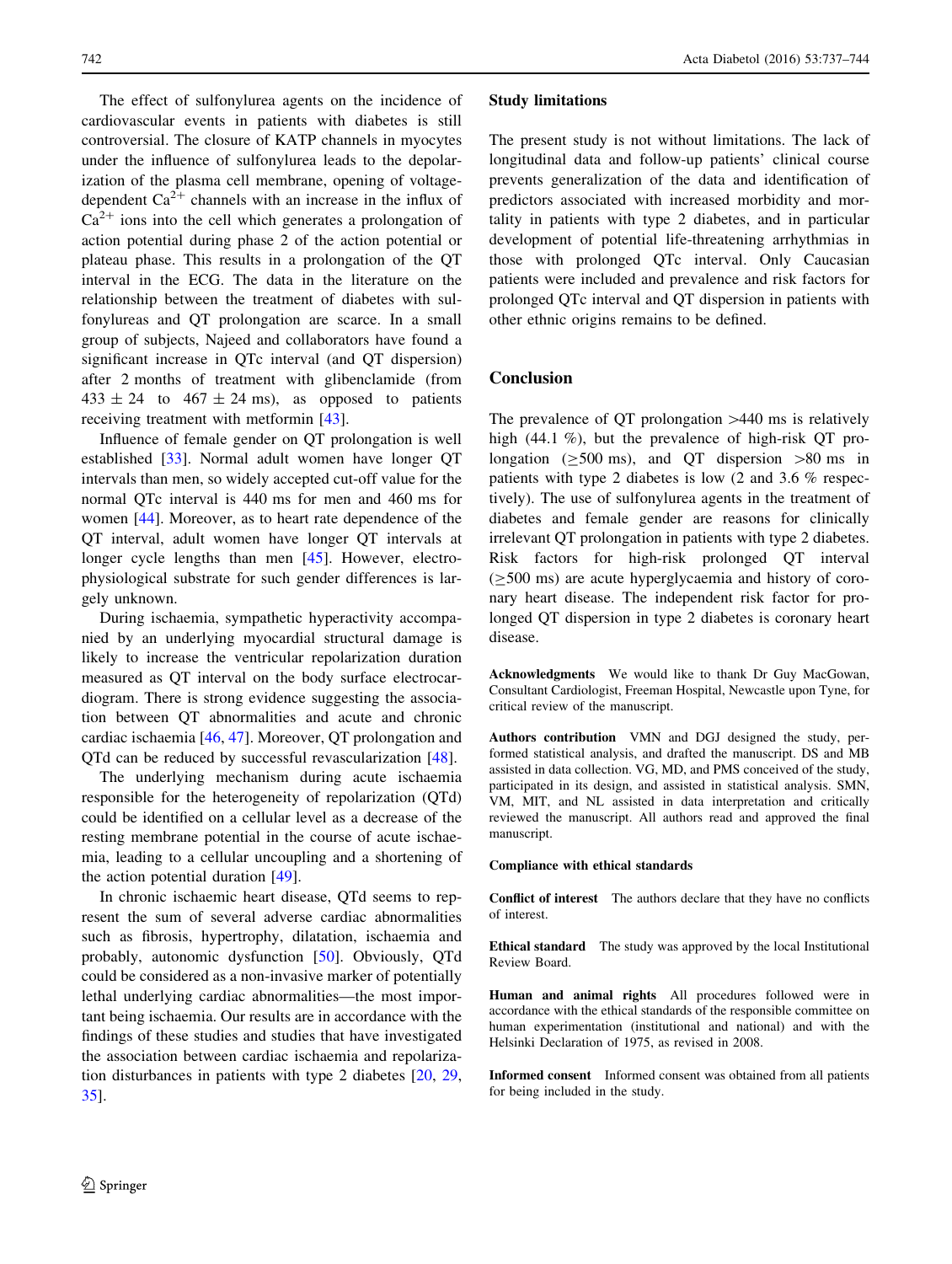The effect of sulfonylurea agents on the incidence of cardiovascular events in patients with diabetes is still controversial. The closure of KATP channels in myocytes under the influence of sulfonylurea leads to the depolarization of the plasma cell membrane, opening of voltage-dependent $Ca^{2+}$ channels with an increase in the influx of $Ca^{2+}$ ions into the cell which generates a prolongation of action potential during phase 2 of the action potential or plateau phase. This results in a prolongation of the QT interval in the ECG. The data in the literature on the relationship between the treatment of diabetes with sulfonylureas and QT prolongation are scarce. In a small group of subjects, Najeed and collaborators have found a significant increase in QTc interval (and QT dispersion) after 2 months of treatment with glibenclamide (from $433 \pm 24$ to $467 \pm 24$ ms), as opposed to patients receiving treatment with metformin [43].

Influence of female gender on QT prolongation is well established [33]. Normal adult women have longer QT intervals than men, so widely accepted cut-off value for the normal QTc interval is 440 ms for men and 460 ms for women [44]. Moreover, as to heart rate dependence of the QT interval, adult women have longer QT intervals at longer cycle lengths than men [45]. However, electrophysiological substrate for such gender differences is largely unknown.

During ischaemia, sympathetic hyperactivity accompanied by an underlying myocardial structural damage is likely to increase the ventricular repolarization duration measured as QT interval on the body surface electrocardiogram. There is strong evidence suggesting the association between QT abnormalities and acute and chronic cardiac ischaemia [46, 47]. Moreover, QT prolongation and QTd can be reduced by successful revascularization [48].

The underlying mechanism during acute ischaemia responsible for the heterogeneity of repolarization (QTd) could be identified on a cellular level as a decrease of the resting membrane potential in the course of acute ischaemia, leading to a cellular uncoupling and a shortening of the action potential duration [49].

In chronic ischaemic heart disease, QTd seems to represent the sum of several adverse cardiac abnormalities such as fibrosis, hypertrophy, dilatation, ischaemia and probably, autonomic dysfunction [50]. Obviously, QTd could be considered as a non-invasive marker of potentially lethal underlying cardiac abnormalities—the most important being ischaemia. Our results are in accordance with the findings of these studies and studies that have investigated the association between cardiac ischaemia and repolarization disturbances in patients with type 2 diabetes [20, 29, 35].

### Study limitations

The present study is not without limitations. The lack of longitudinal data and follow-up patients' clinical course prevents generalization of the data and identification of predictors associated with increased morbidity and mortality in patients with type 2 diabetes, and in particular development of potential life-threatening arrhythmias in those with prolonged QTc interval. Only Caucasian patients were included and prevalence and risk factors for prolonged QTc interval and QT dispersion in patients with other ethnic origins remains to be defined.

## Conclusion

The prevalence of QT prolongation >440 ms is relatively high (44.1 %), but the prevalence of high-risk QT prolongation (≥500 ms), and QT dispersion >80 ms in patients with type 2 diabetes is low (2 and 3.6 % respectively). The use of sulfonylurea agents in the treatment of diabetes and female gender are reasons for clinically irrelevant QT prolongation in patients with type 2 diabetes. Risk factors for high-risk prolonged QT interval (≥500 ms) are acute hyperglycaemia and history of coronary heart disease. The independent risk factor for prolonged QT dispersion in type 2 diabetes is coronary heart disease.

**Acknowledgments** We would like to thank Dr Guy MacGowan, Consultant Cardiologist, Freeman Hospital, Newcastle upon Tyne, for critical review of the manuscript.

**Authors contribution** VMN and DGJ designed the study, performed statistical analysis, and drafted the manuscript. DS and MB assisted in data collection. VG, MD, and PMS conceived of the study, participated in its design, and assisted in statistical analysis. SMN, VM, MIT, and NL assisted in data interpretation and critically reviewed the manuscript. All authors read and approved the final manuscript.

**Compliance with ethical standards**

**Conflict of interest** The authors declare that they have no conflicts of interest.

**Ethical standard** The study was approved by the local Institutional Review Board.

**Human and animal rights** All procedures followed were in accordance with the ethical standards of the responsible committee on human experimentation (institutional and national) and with the Helsinki Declaration of 1975, as revised in 2008.

**Informed consent** Informed consent was obtained from all patients for being included in the study.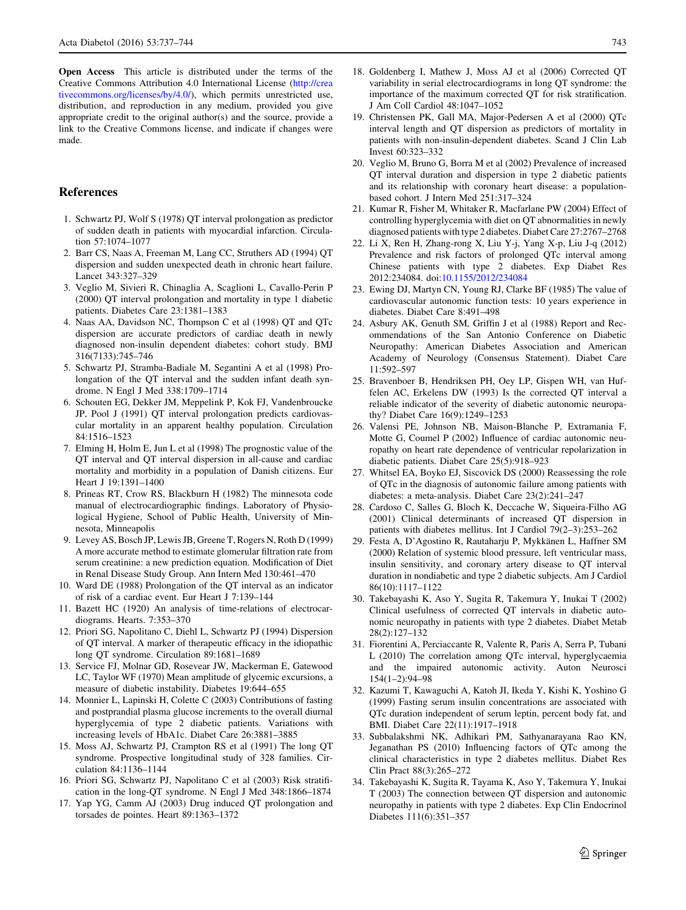**Open Access** This article is distributed under the terms of the Creative Commons Attribution 4.0 International License (http://creativecommons.org/licenses/by/4.0/), which permits unrestricted use, distribution, and reproduction in any medium, provided you give appropriate credit to the original author(s) and the source, provide a link to the Creative Commons license, and indicate if changes were made.

## References

1. Schwartz PJ, Wolf S (1978) QT interval prolongation as predictor of sudden death in patients with myocardial infarction. Circulation 57:1074–1077
2. Barr CS, Naas A, Freeman M, Lang CC, Struthers AD (1994) QT dispersion and sudden unexpected death in chronic heart failure. Lancet 343:327–329
3. Veglio M, Sivieri R, Chinaglia A, Scaglioni L, Cavallo-Perin P (2000) QT interval prolongation and mortality in type 1 diabetic patients. Diabetes Care 23:1381–1383
4. Naas AA, Davidson NC, Thompson C et al (1998) QT and QTc dispersion are accurate predictors of cardiac death in newly diagnosed non-insulin dependent diabetes: cohort study. BMJ 316(7133):745–746
5. Schwartz PJ, Stramba-Badiale M, Segantini A et al (1998) Prolongation of the QT interval and the sudden infant death syndrome. N Engl J Med 338:1709–1714
6. Schouten EG, Dekker JM, Meppelink P, Kok FJ, Vandenbroucke JP, Pool J (1991) QT interval prolongation predicts cardiovascular mortality in an apparent healthy population. Circulation 84:1516–1523
7. Elming H, Holm E, Jun L et al (1998) The prognostic value of the QT interval and QT interval dispersion in all-cause and cardiac mortality and morbidity in a population of Danish citizens. Eur Heart J 19:1391–1400
8. Prineas RT, Crow RS, Blackburn H (1982) The minnesota code manual of electrocardiographic findings. Laboratory of Physiological Hygiene, School of Public Health, University of Minnesota, Minneapolis
9. Levey AS, Bosch JP, Lewis JB, Greene T, Rogers N, Roth D (1999) A more accurate method to estimate glomerular filtration rate from serum creatinine: a new prediction equation. Modification of Diet in Renal Disease Study Group. Ann Intern Med 130:461–470
10. Ward DE (1988) Prolongation of the QT interval as an indicator of risk of a cardiac event. Eur Heart J 7:139–144
11. Bazett HC (1920) An analysis of time-relations of electrocardiograms. Hearts. 7:353–370
12. Priori SG, Napolitano C, Diehl L, Schwartz PJ (1994) Dispersion of QT interval. A marker of therapeutic efficacy in the idiopathic long QT syndrome. Circulation 89:1681–1689
13. Service FJ, Molnar GD, Rosevear JW, Mackerman E, Gatewood LC, Taylor WF (1970) Mean amplitude of glycemic excursions, a measure of diabetic instability. Diabetes 19:644–655
14. Monnier L, Lapinski H, Colette C (2003) Contributions of fasting and postprandial plasma glucose increments to the overall diurnal hyperglycemia of type 2 diabetic patients. Variations with increasing levels of HbA1c. Diabet Care 26:3881–3885
15. Moss AJ, Schwartz PJ, Crampton RS et al (1991) The long QT syndrome. Prospective longitudinal study of 328 families. Circulation 84:1136–1144
16. Priori SG, Schwartz PJ, Napolitano C et al (2003) Risk stratification in the long-QT syndrome. N Engl J Med 348:1866–1874
17. Yap YG, Camm AJ (2003) Drug induced QT prolongation and torsades de pointes. Heart 89:1363–1372
18. Goldenberg I, Mathew J, Moss AJ et al (2006) Corrected QT variability in serial electrocardiograms in long QT syndrome: the importance of the maximum corrected QT for risk stratification. J Am Coll Cardiol 48:1047–1052
19. Christensen PK, Gall MA, Major-Pedersen A et al (2000) QTc interval length and QT dispersion as predictors of mortality in patients with non-insulin-dependent diabetes. Scand J Clin Lab Invest 60:323–332
20. Veglio M, Bruno G, Borra M et al (2002) Prevalence of increased QT interval duration and dispersion in type 2 diabetic patients and its relationship with coronary heart disease: a population-based cohort. J Intern Med 251:317–324
21. Kumar R, Fisher M, Whitaker R, Macfarlane PW (2004) Effect of controlling hyperglycemia with diet on QT abnormalities in newly diagnosed patients with type 2 diabetes. Diabet Care 27:2767–2768
22. Li X, Ren H, Zhang-rong X, Liu Y-j, Yang X-p, Liu J-q (2012) Prevalence and risk factors of prolonged QTc interval among Chinese patients with type 2 diabetes. Exp Diabet Res 2012:234084. doi:10.1155/2012/234084
23. Ewing DJ, Martyn CN, Young RJ, Clarke BF (1985) The value of cardiovascular autonomic function tests: 10 years experience in diabetes. Diabet Care 8:491–498
24. Asbury AK, Genuth SM, Griffin J et al (1988) Report and Recommendations of the San Antonio Conference on Diabetic Neuropathy: American Diabetes Association and American Academy of Neurology (Consensus Statement). Diabet Care 11:592–597
25. Bravenboer B, Hendriksen PH, Oey LP, Gispen WH, van Huffelen AC, Erkelens DW (1993) Is the corrected QT interval a reliable indicator of the severity of diabetic autonomic neuropathy? Diabet Care 16(9):1249–1253
26. Valensi PE, Johnson NB, Maison-Blanche P, Extramania F, Motte G, Coumel P (2002) Influence of cardiac autonomic neuropathy on heart rate dependence of ventricular repolarization in diabetic patients. Diabet Care 25(5):918–923
27. Whitsel EA, Boyko EJ, Siscovick DS (2000) Reassessing the role of QTc in the diagnosis of autonomic failure among patients with diabetes: a meta-analysis. Diabet Care 23(2):241–247
28. Cardoso C, Salles G, Bloch K, Deccache W, Siqueira-Filho AG (2001) Clinical determinants of increased QT dispersion in patients with diabetes mellitus. Int J Cardiol 79(2–3):253–262
29. Festa A, D'Agostino R, Rautaharju P, Mykkänen L, Haffner SM (2000) Relation of systemic blood pressure, left ventricular mass, insulin sensitivity, and coronary artery disease to QT interval duration in nondiabetic and type 2 diabetic subjects. Am J Cardiol 86(10):1117–1122
30. Takebayashi K, Aso Y, Sugita R, Takemura Y, Inukai T (2002) Clinical usefulness of corrected QT intervals in diabetic autonomic neuropathy in patients with type 2 diabetes. Diabet Metab 28(2):127–132
31. Fiorentini A, Perciaccante R, Valente R, Paris A, Serra P, Tubani L (2010) The correlation among QTc interval, hyperglycaemia and the impaired autonomic activity. Auton Neurosci 154(1–2):94–98
32. Kazumi T, Kawaguchi A, Katoh JI, Ikeda Y, Kishi K, Yoshino G (1999) Fasting serum insulin concentrations are associated with QTc duration independent of serum leptin, percent body fat, and BMI. Diabet Care 22(11):1917–1918
33. Subbalakshmi NK, Adhikari PM, Sathyanarayana Rao KN, Jeganathan PS (2010) Influencing factors of QTc among the clinical characteristics in type 2 diabetes mellitus. Diabet Res Clin Pract 88(3):265–272
34. Takebayashi K, Sugita R, Tayama K, Aso Y, Takemura Y, Inukai T (2003) The connection between QT dispersion and autonomic neuropathy in patients with type 2 diabetes. Exp Clin Endocrinol Diabetes 111(6):351–357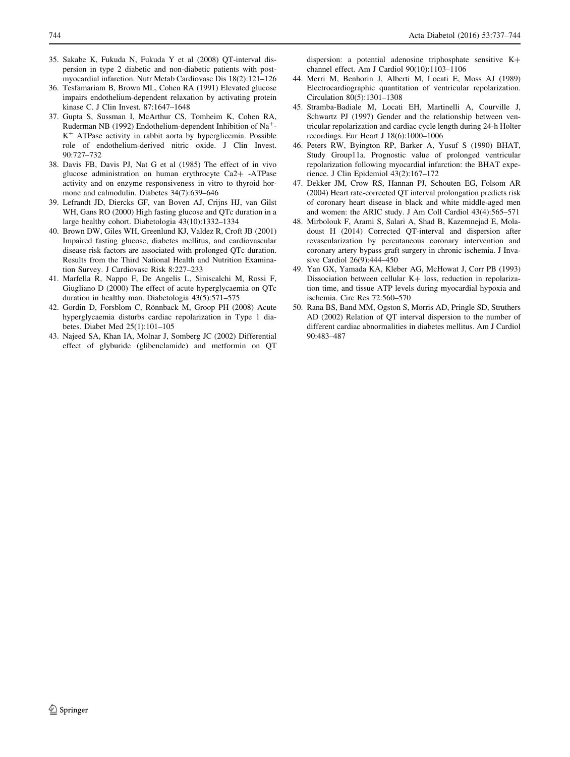35. Sakabe K, Fukuda N, Fukuda Y et al (2008) QT-interval dispersion in type 2 diabetic and non-diabetic patients with post-myocardial infarction. Nutr Metab Cardiovasc Dis 18(2):121–126
36. Tesfamariam B, Brown ML, Cohen RA (1991) Elevated glucose impairs endothelium-dependent relaxation by activating protein kinase C. J Clin Invest. 87:1647–1648
37. Gupta S, Sussman I, McArthur CS, Tomheim K, Cohen RA, Ruderman NB (1992) Endothelium-dependent Inhibition of $Na^{+}$-$K^{+}$ ATPase activity in rabbit aorta by hyperglicemia. Possible role of endothelium-derived nitric oxide. J Clin Invest. 90:727–732
38. Davis FB, Davis PJ, Nat G et al (1985) The effect of in vivo glucose administration on human erythrocyte Ca2+ -ATPase activity and on enzyme responsiveness in vitro to thyroid hormone and calmodulin. Diabetes 34(7):639–646
39. Lefrandt JD, Diercks GF, van Boven AJ, Crijns HJ, van Gilst WH, Gans RO (2000) High fasting glucose and QTc duration in a large healthy cohort. Diabetologia 43(10):1332–1334
40. Brown DW, Giles WH, Greenlund KJ, Valdez R, Croft JB (2001) Impaired fasting glucose, diabetes mellitus, and cardiovascular disease risk factors are associated with prolonged QTc duration. Results from the Third National Health and Nutrition Examination Survey. J Cardiovasc Risk 8:227–233
41. Marfella R, Nappo F, De Angelis L, Siniscalchi M, Rossi F, Giugliano D (2000) The effect of acute hyperglycaemia on QTc duration in healthy man. Diabetologia 43(5):571–575
42. Gordin D, Forsblom C, Rönnback M, Groop PH (2008) Acute hyperglycaemia disturbs cardiac repolarization in Type 1 diabetes. Diabet Med 25(1):101–105
43. Najeed SA, Khan IA, Molnar J, Somberg JC (2002) Differential effect of glyburide (glibenclamide) and metformin on QT dispersion: a potential adenosine triphosphate sensitive K+ channel effect. Am J Cardiol 90(10):1103–1106
44. Merri M, Benhorin J, Alberti M, Locati E, Moss AJ (1989) Electrocardiographic quantitation of ventricular repolarization. Circulation 80(5):1301–1308
45. Stramba-Badiale M, Locati EH, Martinelli A, Courville J, Schwartz PJ (1997) Gender and the relationship between ventricular repolarization and cardiac cycle length during 24-h Holter recordings. Eur Heart J 18(6):1000–1006
46. Peters RW, Byington RP, Barker A, Yusuf S (1990) BHAT, Study Group11a. Prognostic value of prolonged ventricular repolarization following myocardial infarction: the BHAT experience. J Clin Epidemiol 43(2):167–172
47. Dekker JM, Crow RS, Hannan PJ, Schouten EG, Folsom AR (2004) Heart rate-corrected QT interval prolongation predicts risk of coronary heart disease in black and white middle-aged men and women: the ARIC study. J Am Coll Cardiol 43(4):565–571
48. Mirbolouk F, Arami S, Salari A, Shad B, Kazemnejad E, Moladoust H (2014) Corrected QT-interval and dispersion after revascularization by percutaneous coronary intervention and coronary artery bypass graft surgery in chronic ischemia. J Invasive Cardiol 26(9):444–450
49. Yan GX, Yamada KA, Kleber AG, McHowat J, Corr PB (1993) Dissociation between cellular K+ loss, reduction in repolarization time, and tissue ATP levels during myocardial hypoxia and ischemia. Circ Res 72:560–570
50. Rana BS, Band MM, Ogston S, Morris AD, Pringle SD, Struthers AD (2002) Relation of QT interval dispersion to the number of different cardiac abnormalities in diabetes mellitus. Am J Cardiol 90:483–487